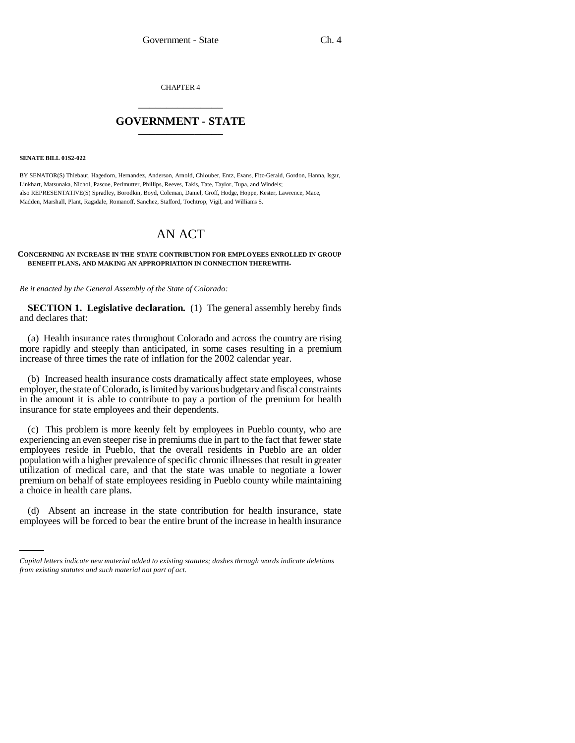CHAPTER 4

# GOVERNMENT - STATE

**SENATE BILL 01S2-022**

BY SENATOR(S) Thiebaut, Hagedorn, Hernandez, Anderson, Arnold, Chlouber, Entz, Evans, Fitz-Gerald, Gordon, Hanna, Isgar, Linkhart, Matsunaka, Nichol, Pascoe, Perlmutter, Phillips, Reeves, Takis, Tate, Taylor, Tupa, and Windels;
also REPRESENTATIVE(S) Spradley, Borodkin, Boyd, Coleman, Daniel, Groff, Hodge, Hoppe, Kester, Lawrence, Mace, Madden, Marshall, Plant, Ragsdale, Romanoff, Sanchez, Stafford, Tochtrop, Vigil, and Williams S.

# AN ACT

**CONCERNING AN INCREASE IN THE STATE CONTRIBUTION FOR EMPLOYEES ENROLLED IN GROUP BENEFIT PLANS, AND MAKING AN APPROPRIATION IN CONNECTION THEREWITH.**

*Be it enacted by the General Assembly of the State of Colorado:*

**SECTION 1. Legislative declaration.** (1) The general assembly hereby finds and declares that:

(a) Health insurance rates throughout Colorado and across the country are rising more rapidly and steeply than anticipated, in some cases resulting in a premium increase of three times the rate of inflation for the 2002 calendar year.

(b) Increased health insurance costs dramatically affect state employees, whose employer, the state of Colorado, is limited by various budgetary and fiscal constraints in the amount it is able to contribute to pay a portion of the premium for health insurance for state employees and their dependents.

(c) This problem is more keenly felt by employees in Pueblo county, who are experiencing an even steeper rise in premiums due in part to the fact that fewer state employees reside in Pueblo, that the overall residents in Pueblo are an older population with a higher prevalence of specific chronic illnesses that result in greater utilization of medical care, and that the state was unable to negotiate a lower premium on behalf of state employees residing in Pueblo county while maintaining a choice in health care plans.

(d) Absent an increase in the state contribution for health insurance, state employees will be forced to bear the entire brunt of the increase in health insurance

*Capital letters indicate new material added to existing statutes; dashes through words indicate deletions from existing statutes and such material not part of act.*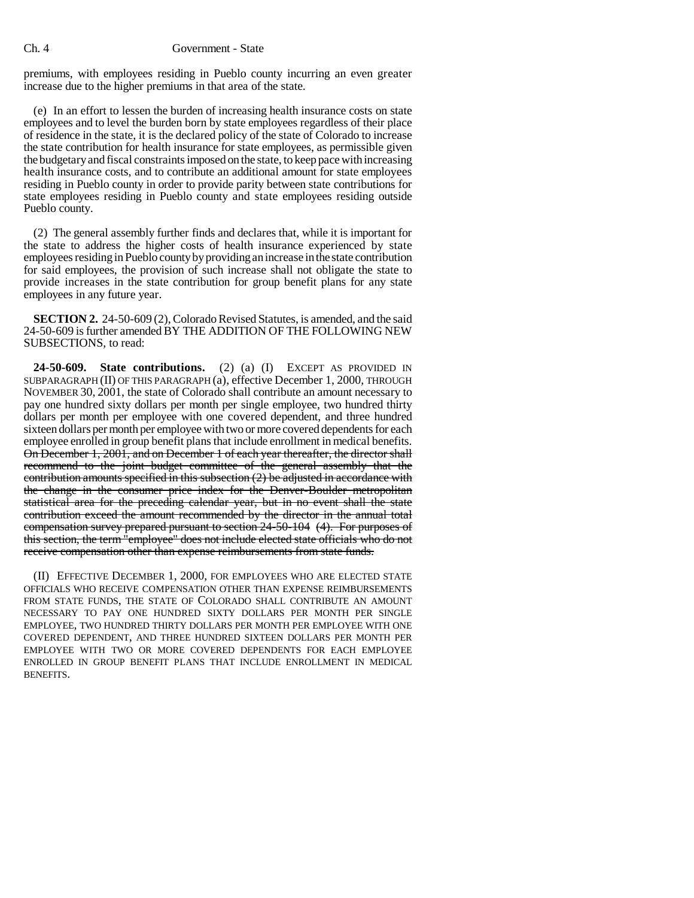premiums, with employees residing in Pueblo county incurring an even greater increase due to the higher premiums in that area of the state.

(e) In an effort to lessen the burden of increasing health insurance costs on state employees and to level the burden born by state employees regardless of their place of residence in the state, it is the declared policy of the state of Colorado to increase the state contribution for health insurance for state employees, as permissible given the budgetary and fiscal constraints imposed on the state, to keep pace with increasing health insurance costs, and to contribute an additional amount for state employees residing in Pueblo county in order to provide parity between state contributions for state employees residing in Pueblo county and state employees residing outside Pueblo county.

(2) The general assembly further finds and declares that, while it is important for the state to address the higher costs of health insurance experienced by state employees residing in Pueblo county by providing an increase in the state contribution for said employees, the provision of such increase shall not obligate the state to provide increases in the state contribution for group benefit plans for any state employees in any future year.

**SECTION 2.** 24-50-609 (2), Colorado Revised Statutes, is amended, and the said 24-50-609 is further amended BY THE ADDITION OF THE FOLLOWING NEW SUBSECTIONS, to read:

**24-50-609. State contributions.** (2) (a) (I) EXCEPT AS PROVIDED IN SUBPARAGRAPH (II) OF THIS PARAGRAPH (a), effective December 1, 2000, THROUGH NOVEMBER 30, 2001, the state of Colorado shall contribute an amount necessary to pay one hundred sixty dollars per month per single employee, two hundred thirty dollars per month per employee with one covered dependent, and three hundred sixteen dollars per month per employee with two or more covered dependents for each employee enrolled in group benefit plans that include enrollment in medical benefits. ~~On December 1, 2001, and on December 1 of each year thereafter, the director shall recommend to the joint budget committee of the general assembly that the contribution amounts specified in this subsection (2) be adjusted in accordance with the change in the consumer price index for the Denver-Boulder metropolitan statistical area for the preceding calendar year, but in no event shall the state contribution exceed the amount recommended by the director in the annual total compensation survey prepared pursuant to section 24-50-104 (4). For purposes of this section, the term "employee" does not include elected state officials who do not receive compensation other than expense reimbursements from state funds.~~

(II) EFFECTIVE DECEMBER 1, 2000, FOR EMPLOYEES WHO ARE ELECTED STATE OFFICIALS WHO RECEIVE COMPENSATION OTHER THAN EXPENSE REIMBURSEMENTS FROM STATE FUNDS, THE STATE OF COLORADO SHALL CONTRIBUTE AN AMOUNT NECESSARY TO PAY ONE HUNDRED SIXTY DOLLARS PER MONTH PER SINGLE EMPLOYEE, TWO HUNDRED THIRTY DOLLARS PER MONTH PER EMPLOYEE WITH ONE COVERED DEPENDENT, AND THREE HUNDRED SIXTEEN DOLLARS PER MONTH PER EMPLOYEE WITH TWO OR MORE COVERED DEPENDENTS FOR EACH EMPLOYEE ENROLLED IN GROUP BENEFIT PLANS THAT INCLUDE ENROLLMENT IN MEDICAL BENEFITS.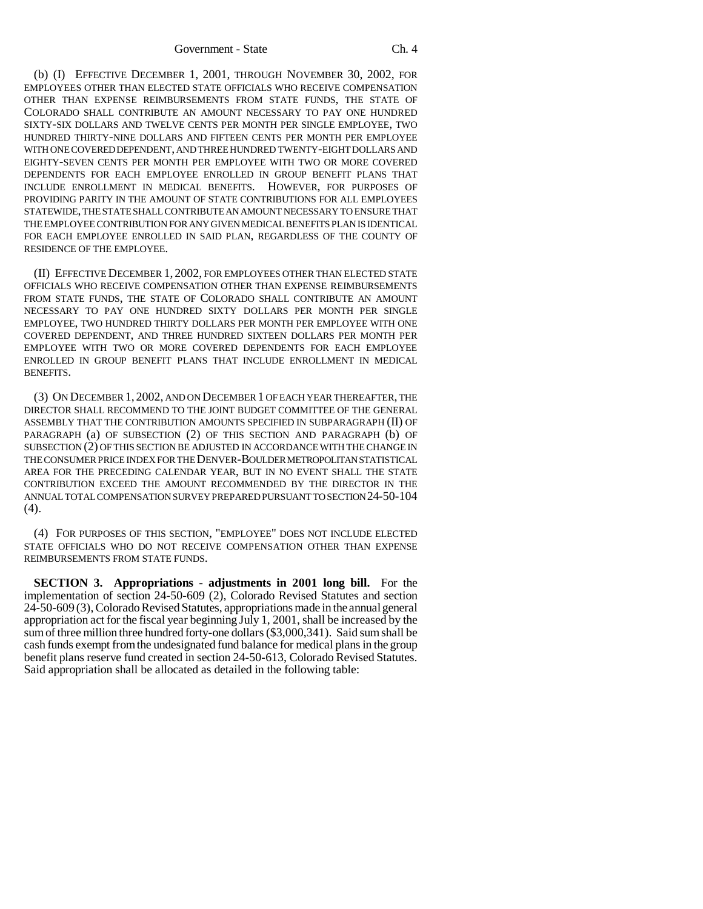(b) (I) EFFECTIVE DECEMBER 1, 2001, THROUGH NOVEMBER 30, 2002, FOR EMPLOYEES OTHER THAN ELECTED STATE OFFICIALS WHO RECEIVE COMPENSATION OTHER THAN EXPENSE REIMBURSEMENTS FROM STATE FUNDS, THE STATE OF COLORADO SHALL CONTRIBUTE AN AMOUNT NECESSARY TO PAY ONE HUNDRED SIXTY-SIX DOLLARS AND TWELVE CENTS PER MONTH PER SINGLE EMPLOYEE, TWO HUNDRED THIRTY-NINE DOLLARS AND FIFTEEN CENTS PER MONTH PER EMPLOYEE WITH ONE COVERED DEPENDENT, AND THREE HUNDRED TWENTY-EIGHT DOLLARS AND EIGHTY-SEVEN CENTS PER MONTH PER EMPLOYEE WITH TWO OR MORE COVERED DEPENDENTS FOR EACH EMPLOYEE ENROLLED IN GROUP BENEFIT PLANS THAT INCLUDE ENROLLMENT IN MEDICAL BENEFITS. HOWEVER, FOR PURPOSES OF PROVIDING PARITY IN THE AMOUNT OF STATE CONTRIBUTIONS FOR ALL EMPLOYEES STATEWIDE, THE STATE SHALL CONTRIBUTE AN AMOUNT NECESSARY TO ENSURE THAT THE EMPLOYEE CONTRIBUTION FOR ANY GIVEN MEDICAL BENEFITS PLAN IS IDENTICAL FOR EACH EMPLOYEE ENROLLED IN SAID PLAN, REGARDLESS OF THE COUNTY OF RESIDENCE OF THE EMPLOYEE.

(II) EFFECTIVE DECEMBER 1, 2002, FOR EMPLOYEES OTHER THAN ELECTED STATE OFFICIALS WHO RECEIVE COMPENSATION OTHER THAN EXPENSE REIMBURSEMENTS FROM STATE FUNDS, THE STATE OF COLORADO SHALL CONTRIBUTE AN AMOUNT NECESSARY TO PAY ONE HUNDRED SIXTY DOLLARS PER MONTH PER SINGLE EMPLOYEE, TWO HUNDRED THIRTY DOLLARS PER MONTH PER EMPLOYEE WITH ONE COVERED DEPENDENT, AND THREE HUNDRED SIXTEEN DOLLARS PER MONTH PER EMPLOYEE WITH TWO OR MORE COVERED DEPENDENTS FOR EACH EMPLOYEE ENROLLED IN GROUP BENEFIT PLANS THAT INCLUDE ENROLLMENT IN MEDICAL BENEFITS.

(3) ON DECEMBER 1, 2002, AND ON DECEMBER 1 OF EACH YEAR THEREAFTER, THE DIRECTOR SHALL RECOMMEND TO THE JOINT BUDGET COMMITTEE OF THE GENERAL ASSEMBLY THAT THE CONTRIBUTION AMOUNTS SPECIFIED IN SUBPARAGRAPH (II) OF PARAGRAPH (a) OF SUBSECTION (2) OF THIS SECTION AND PARAGRAPH (b) OF SUBSECTION (2) OF THIS SECTION BE ADJUSTED IN ACCORDANCE WITH THE CHANGE IN THE CONSUMER PRICE INDEX FOR THE DENVER-BOULDER METROPOLITAN STATISTICAL AREA FOR THE PRECEDING CALENDAR YEAR, BUT IN NO EVENT SHALL THE STATE CONTRIBUTION EXCEED THE AMOUNT RECOMMENDED BY THE DIRECTOR IN THE ANNUAL TOTAL COMPENSATION SURVEY PREPARED PURSUANT TO SECTION 24-50-104 (4).

(4) FOR PURPOSES OF THIS SECTION, "EMPLOYEE" DOES NOT INCLUDE ELECTED STATE OFFICIALS WHO DO NOT RECEIVE COMPENSATION OTHER THAN EXPENSE REIMBURSEMENTS FROM STATE FUNDS.

**SECTION 3. Appropriations - adjustments in 2001 long bill.** For the implementation of section 24-50-609 (2), Colorado Revised Statutes and section 24-50-609 (3), Colorado Revised Statutes, appropriations made in the annual general appropriation act for the fiscal year beginning July 1, 2001, shall be increased by the sum of three million three hundred forty-one dollars ($3,000,341). Said sum shall be cash funds exempt from the undesignated fund balance for medical plans in the group benefit plans reserve fund created in section 24-50-613, Colorado Revised Statutes. Said appropriation shall be allocated as detailed in the following table: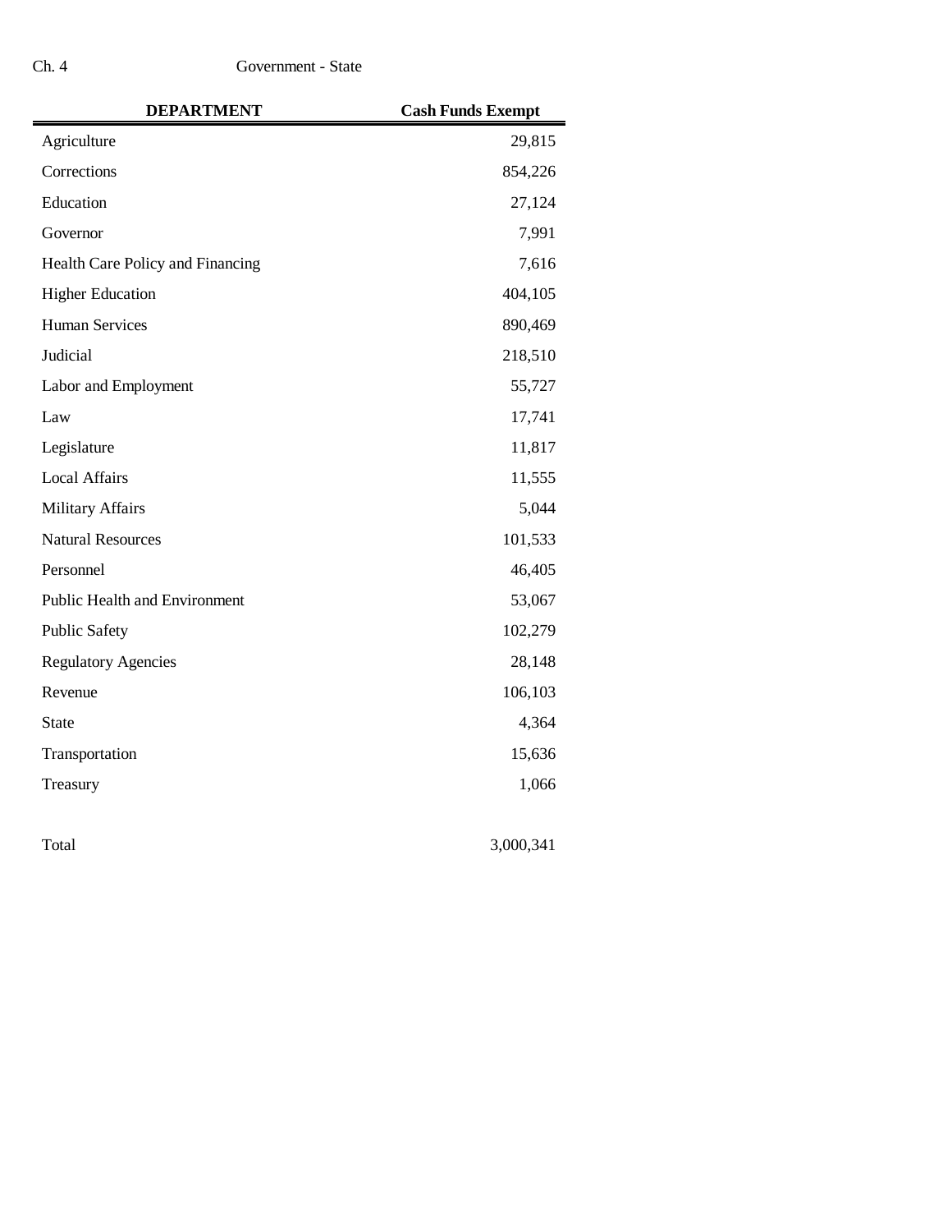| DEPARTMENT | Cash Funds Exempt |
|---|---|
| Agriculture | 29,815 |
| Corrections | 854,226 |
| Education | 27,124 |
| Governor | 7,991 |
| Health Care Policy and Financing | 7,616 |
| Higher Education | 404,105 |
| Human Services | 890,469 |
| Judicial | 218,510 |
| Labor and Employment | 55,727 |
| Law | 17,741 |
| Legislature | 11,817 |
| Local Affairs | 11,555 |
| Military Affairs | 5,044 |
| Natural Resources | 101,533 |
| Personnel | 46,405 |
| Public Health and Environment | 53,067 |
| Public Safety | 102,279 |
| Regulatory Agencies | 28,148 |
| Revenue | 106,103 |
| State | 4,364 |
| Transportation | 15,636 |
| Treasury | 1,066 |
| Total | 3,000,341 |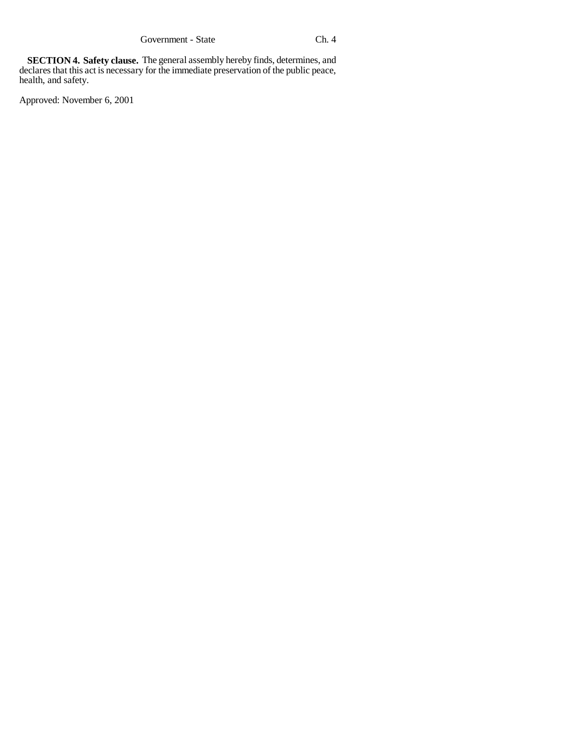**SECTION 4. Safety clause.** The general assembly hereby finds, determines, and declares that this act is necessary for the immediate preservation of the public peace, health, and safety.

Approved: November 6, 2001